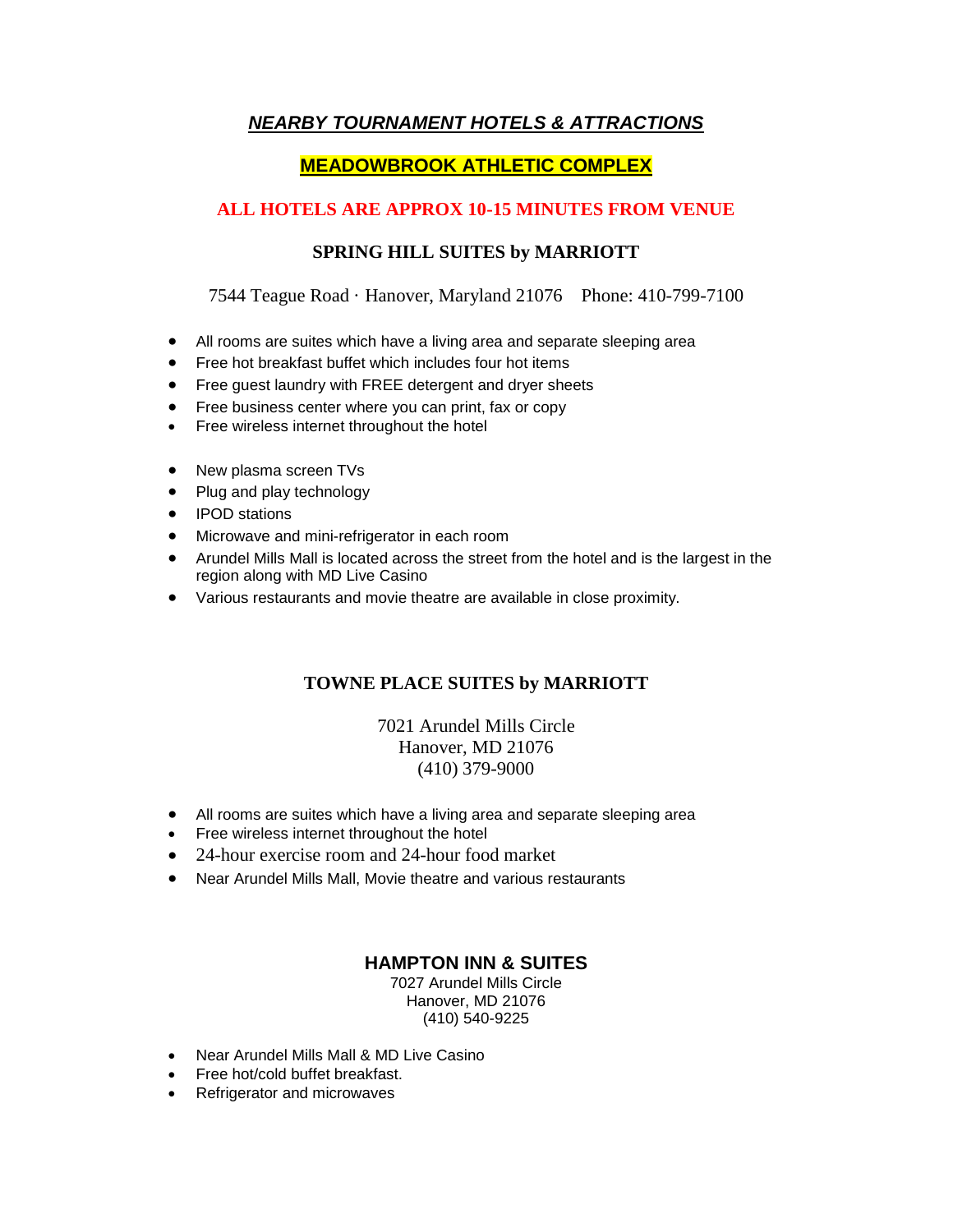# ***NEARBY TOURNAMENT HOTELS & ATTRACTIONS***

## MEADOWBROOK ATHLETIC COMPLEX

**ALL HOTELS ARE APPROX 10-15 MINUTES FROM VENUE**

### SPRING HILL SUITES by MARRIOTT

7544 Teague Road · Hanover, Maryland 21076 Phone: 410-799-7100

- All rooms are suites which have a living area and separate sleeping area
- Free hot breakfast buffet which includes four hot items
- Free guest laundry with FREE detergent and dryer sheets
- Free business center where you can print, fax or copy
- Free wireless internet throughout the hotel

- New plasma screen TVs
- Plug and play technology
- IPOD stations
- Microwave and mini-refrigerator in each room
- Arundel Mills Mall is located across the street from the hotel and is the largest in the region along with MD Live Casino
- Various restaurants and movie theatre are available in close proximity.

### TOWNE PLACE SUITES by MARRIOTT

7021 Arundel Mills Circle
Hanover, MD 21076
(410) 379-9000

- All rooms are suites which have a living area and separate sleeping area
- Free wireless internet throughout the hotel
- 24-hour exercise room and 24-hour food market
- Near Arundel Mills Mall, Movie theatre and various restaurants

### HAMPTON INN & SUITES

7027 Arundel Mills Circle
Hanover, MD 21076
(410) 540-9225

- Near Arundel Mills Mall & MD Live Casino
- Free hot/cold buffet breakfast.
- Refrigerator and microwaves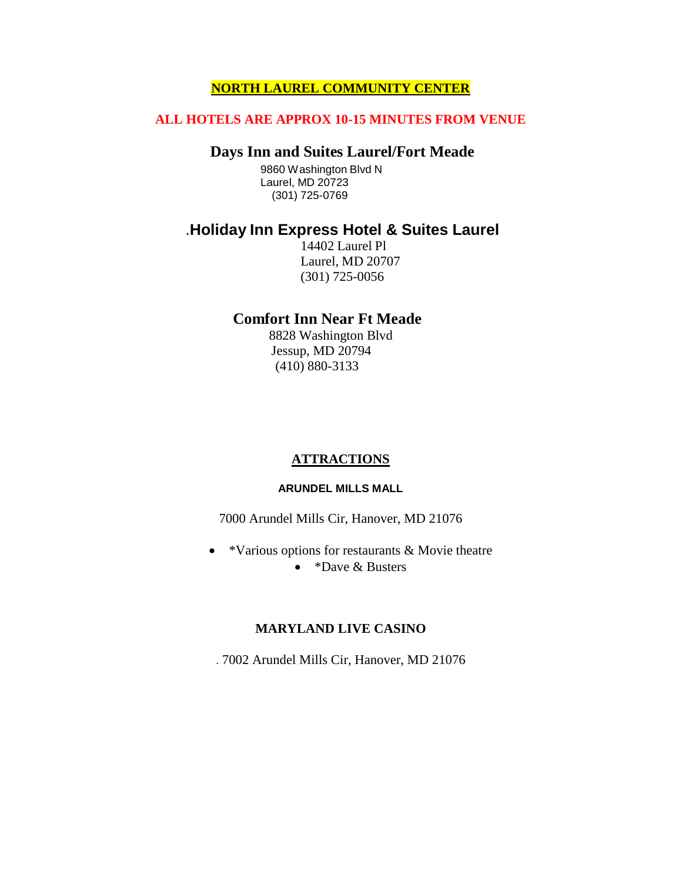# NORTH LAUREL COMMUNITY CENTER

**ALL HOTELS ARE APPROX 10-15 MINUTES FROM VENUE**

## Days Inn and Suites Laurel/Fort Meade

9860 Washington Blvd N
Laurel, MD 20723
(301) 725-0769

## .Holiday Inn Express Hotel & Suites Laurel

14402 Laurel Pl
Laurel, MD 20707
(301) 725-0056

## Comfort Inn Near Ft Meade

8828 Washington Blvd
Jessup, MD 20794
(410) 880-3133

## ATTRACTIONS

### ARUNDEL MILLS MALL

7000 Arundel Mills Cir, Hanover, MD 21076

- *Various options for restaurants & Movie theatre
  - *Dave & Busters

### MARYLAND LIVE CASINO

. 7002 Arundel Mills Cir, Hanover, MD 21076